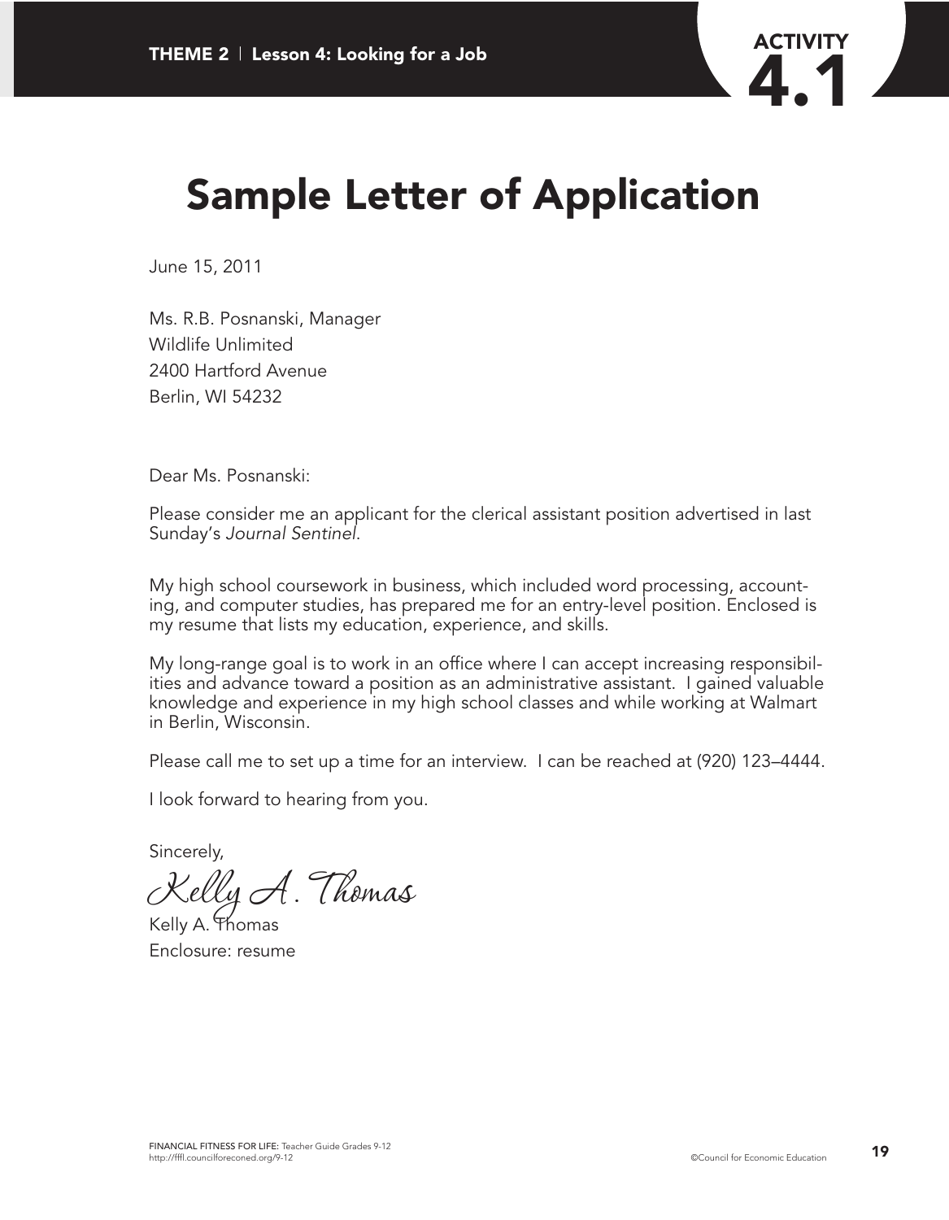# Sample Letter of Application

June 15, 2011

Ms. R.B. Posnanski, Manager
Wildlife Unlimited
2400 Hartford Avenue
Berlin, WI 54232

Dear Ms. Posnanski:

Please consider me an applicant for the clerical assistant position advertised in last Sunday's *Journal Sentinel*.

My high school coursework in business, which included word processing, accounting, and computer studies, has prepared me for an entry-level position. Enclosed is my resume that lists my education, experience, and skills.

My long-range goal is to work in an office where I can accept increasing responsibilities and advance toward a position as an administrative assistant. I gained valuable knowledge and experience in my high school classes and while working at Walmart in Berlin, Wisconsin.

Please call me to set up a time for an interview. I can be reached at (920) 123–4444.

I look forward to hearing from you.

Sincerely,

*Kelly A. Thomas*

Kelly A. Thomas
Enclosure: resume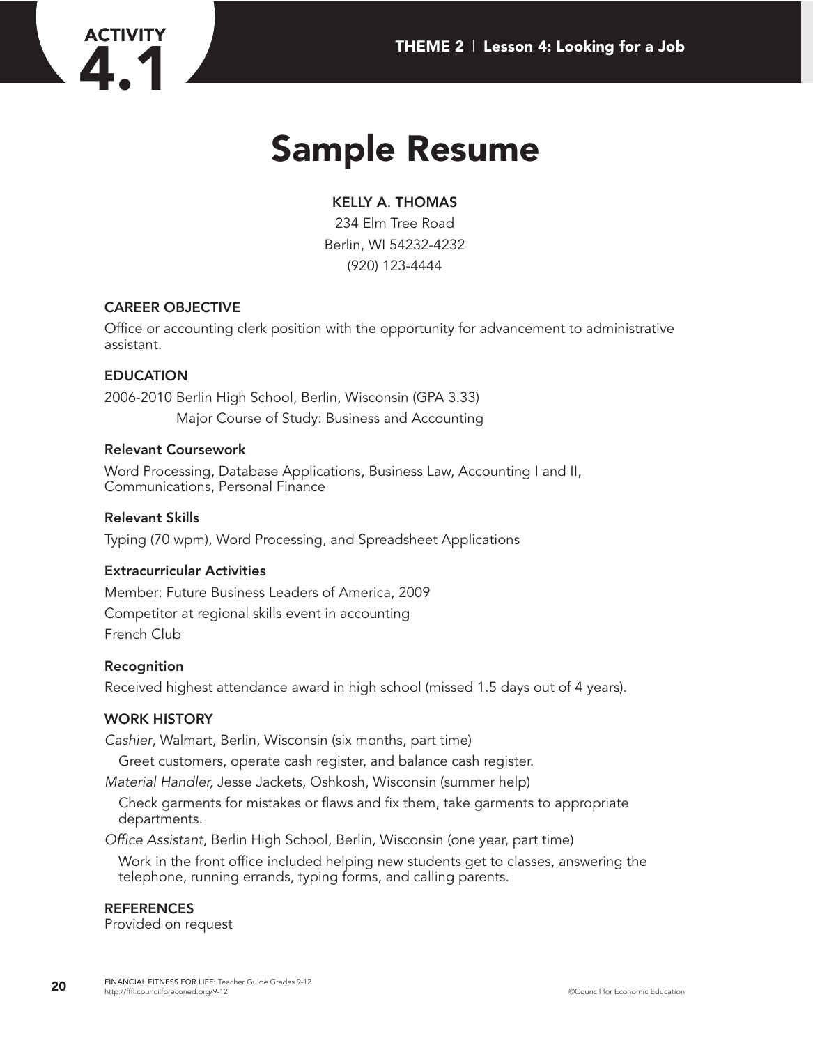# Sample Resume

**KELLY A. THOMAS**
234 Elm Tree Road
Berlin, WI 54232-4232
(920) 123-4444

## CAREER OBJECTIVE

Office or accounting clerk position with the opportunity for advancement to administrative assistant.

## EDUCATION

2006-2010 Berlin High School, Berlin, Wisconsin (GPA 3.33)
Major Course of Study: Business and Accounting

### Relevant Coursework

Word Processing, Database Applications, Business Law, Accounting I and II, Communications, Personal Finance

### Relevant Skills

Typing (70 wpm), Word Processing, and Spreadsheet Applications

### Extracurricular Activities

Member: Future Business Leaders of America, 2009
Competitor at regional skills event in accounting
French Club

### Recognition

Received highest attendance award in high school (missed 1.5 days out of 4 years).

## WORK HISTORY

*Cashier*, Walmart, Berlin, Wisconsin (six months, part time)
Greet customers, operate cash register, and balance cash register.

*Material Handler,* Jesse Jackets, Oshkosh, Wisconsin (summer help)
Check garments for mistakes or flaws and fix them, take garments to appropriate departments.

*Office Assistant*, Berlin High School, Berlin, Wisconsin (one year, part time)
Work in the front office included helping new students get to classes, answering the telephone, running errands, typing forms, and calling parents.

## REFERENCES

Provided on request